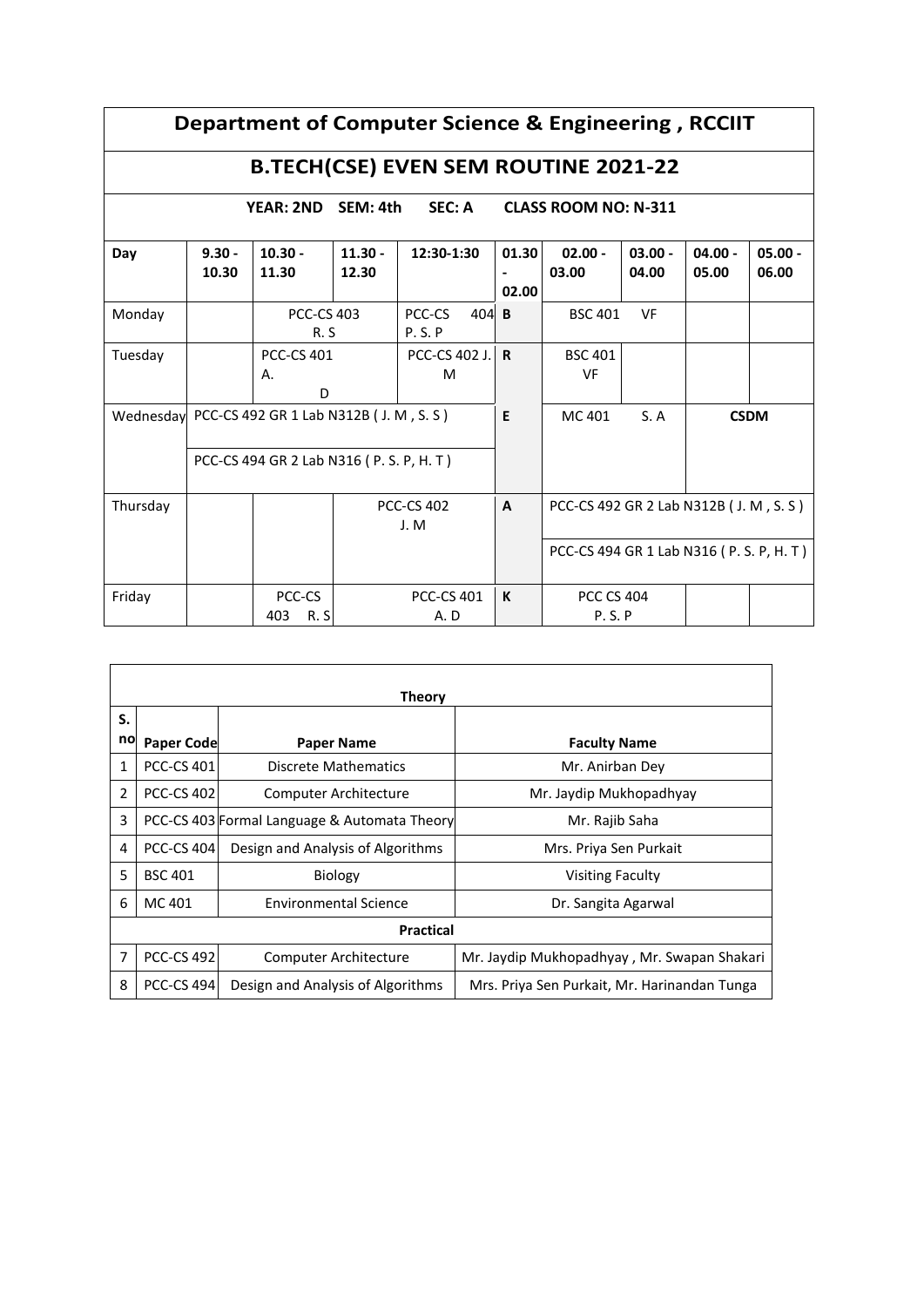# Department of Computer Science & Engineering , RCCIIT

## B.TECH(CSE) EVEN SEM ROUTINE 2021-22

**YEAR: 2ND SEM: 4th SEC: A CLASS ROOM NO: N-311**

| Day | 9.30 - 10.30 | 10.30 - 11.30 | 11.30 - 12.30 | 12:30-1:30 | 01.30 - 02.00 | 02.00 - 03.00 | 03.00 - 04.00 | 04.00 - 05.00 | 05.00 - 06.00 |
|---|---|---|---|---|---|---|---|---|---|
| Monday | | PCC-CS 403 R. S | | PCC-CS 404 P. S. P | B | BSC 401 VF | | | |
| Tuesday | | PCC-CS 401 A. D | | PCC-CS 402 J. M | R | BSC 401 VF | | | |
| Wednesday | PCC-CS 492 GR 1 Lab N312B ( J. M , S. S ) / PCC-CS 494 GR 2 Lab N316 ( P. S. P, H. T ) | | | | E | MC 401 S. A | | CSDM | |
| Thursday | | | PCC-CS 402 J. M | | A | PCC-CS 492 GR 2 Lab N312B ( J. M , S. S ) / PCC-CS 494 GR 1 Lab N316 ( P. S. P, H. T ) | | | |
| Friday | | PCC-CS 403 R. S | PCC-CS 401 A. D | | K | PCC CS 404 P. S. P | | | |

| S. no | Paper Code | Paper Name | Faculty Name |
|---|---|---|---|
| **Theory** | | | |
| 1 | PCC-CS 401 | Discrete Mathematics | Mr. Anirban Dey |
| 2 | PCC-CS 402 | Computer Architecture | Mr. Jaydip Mukhopadhyay |
| 3 | PCC-CS 403 | Formal Language & Automata Theory | Mr. Rajib Saha |
| 4 | PCC-CS 404 | Design and Analysis of Algorithms | Mrs. Priya Sen Purkait |
| 5 | BSC 401 | Biology | Visiting Faculty |
| 6 | MC 401 | Environmental Science | Dr. Sangita Agarwal |
| **Practical** | | | |
| 7 | PCC-CS 492 | Computer Architecture | Mr. Jaydip Mukhopadhyay , Mr. Swapan Shakari |
| 8 | PCC-CS 494 | Design and Analysis of Algorithms | Mrs. Priya Sen Purkait, Mr. Harinandan Tunga |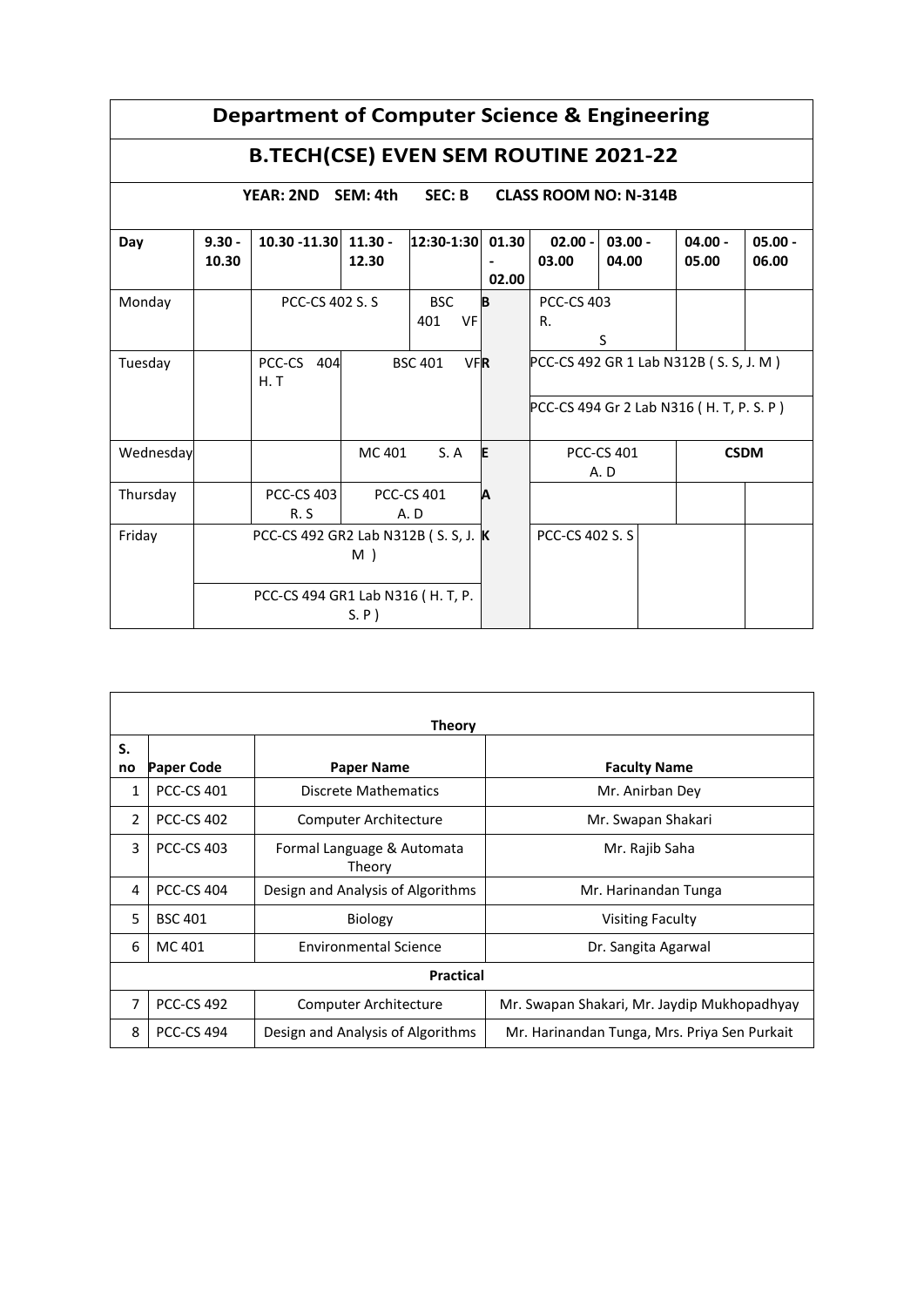# Department of Computer Science & Engineering

## B.TECH(CSE) EVEN SEM ROUTINE 2021-22

**YEAR: 2ND SEM: 4th SEC: B CLASS ROOM NO: N-314B**

| Day | 9.30 - 10.30 | 10.30 -11.30 | 11.30 - 12.30 | 12:30-1:30 | 01.30 - 02.00 | 02.00 - 03.00 | 03.00 - 04.00 | 04.00 - 05.00 | 05.00 - 06.00 |
|---|---|---|---|---|---|---|---|---|---|
| Monday | | PCC-CS 402 S. S | | BSC 401 VF | B | PCC-CS 403 R. S | | | |
| Tuesday | | PCC-CS 404 H. T | BSC 401 VF | | R | PCC-CS 492 GR 1 Lab N312B ( S. S, J. M ) / PCC-CS 494 Gr 2 Lab N316 ( H. T, P. S. P ) | | | |
| Wednesday | | | MC 401 S. A | | E | PCC-CS 401 A. D | | CSDM | |
| Thursday | | PCC-CS 403 R. S | PCC-CS 401 A. D | | A | | | | |
| Friday | PCC-CS 492 GR2 Lab N312B ( S. S, J. M ) / PCC-CS 494 GR1 Lab N316 ( H. T, P. S. P ) | | | | K | PCC-CS 402 S. S | | | |

| S. no | Paper Code | Paper Name | Faculty Name |
|---|---|---|---|
| | | **Theory** | |
| 1 | PCC-CS 401 | Discrete Mathematics | Mr. Anirban Dey |
| 2 | PCC-CS 402 | Computer Architecture | Mr. Swapan Shakari |
| 3 | PCC-CS 403 | Formal Language & Automata Theory | Mr. Rajib Saha |
| 4 | PCC-CS 404 | Design and Analysis of Algorithms | Mr. Harinandan Tunga |
| 5 | BSC 401 | Biology | Visiting Faculty |
| 6 | MC 401 | Environmental Science | Dr. Sangita Agarwal |
| | | **Practical** | |
| 7 | PCC-CS 492 | Computer Architecture | Mr. Swapan Shakari, Mr. Jaydip Mukhopadhyay |
| 8 | PCC-CS 494 | Design and Analysis of Algorithms | Mr. Harinandan Tunga, Mrs. Priya Sen Purkait |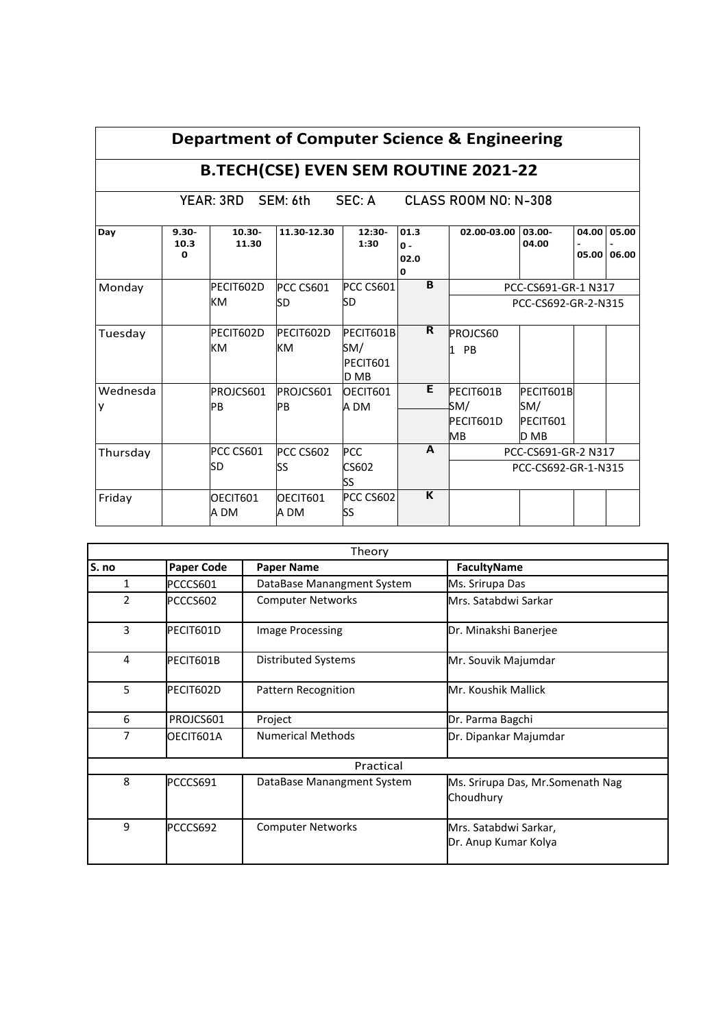# Department of Computer Science & Engineering

## B.TECH(CSE) EVEN SEM ROUTINE 2021-22

YEAR: 3RD SEM: 6th SEC: A CLASS ROOM NO: N-308

| Day | 9.30-10.30 | 10.30-11.30 | 11.30-12.30 | 12:30-1:30 | 01.30-02.00 | 02.00-03.00 | 03.00-04.00 | 04.00-05.00 | 05.00-06.00 |
|---|---|---|---|---|---|---|---|---|---|
| Monday | | PECIT602D KM | PCC CS601 SD | PCC CS601 SD | B | PCC-CS691-GR-1 N317 PCC-CS692-GR-2-N315 | | | |
| Tuesday | | PECIT602D KM | PECIT602D KM | PECIT601B SM/ PECIT601D MB | R | PROJCS601 PB | | | |
| Wednesday | | PROJCS601 PB | PROJCS601 PB | OECIT601A DM | E | PECIT601B SM/ PECIT601D MB | PECIT601B SM/ PECIT601D MB | | |
| Thursday | | PCC CS601 SD | PCC CS602 SS | PCC CS602 SS | A | PCC-CS691-GR-2 N317 PCC-CS692-GR-1-N315 | | | |
| Friday | | OECIT601A DM | OECIT601A DM | PCC CS602 SS | K | | | | |

| S. no | Paper Code | Paper Name | FacultyName |
|---|---|---|---|
| **Theory** | | | |
| 1 | PCCCS601 | DataBase Manangment System | Ms. Srirupa Das |
| 2 | PCCCS602 | Computer Networks | Mrs. Satabdwi Sarkar |
| 3 | PECIT601D | Image Processing | Dr. Minakshi Banerjee |
| 4 | PECIT601B | Distributed Systems | Mr. Souvik Majumdar |
| 5 | PECIT602D | Pattern Recognition | Mr. Koushik Mallick |
| 6 | PROJCS601 | Project | Dr. Parma Bagchi |
| 7 | OECIT601A | Numerical Methods | Dr. Dipankar Majumdar |
| **Practical** | | | |
| 8 | PCCCS691 | DataBase Manangment System | Ms. Srirupa Das, Mr.Somenath Nag Choudhury |
| 9 | PCCCS692 | Computer Networks | Mrs. Satabdwi Sarkar, Dr. Anup Kumar Kolya |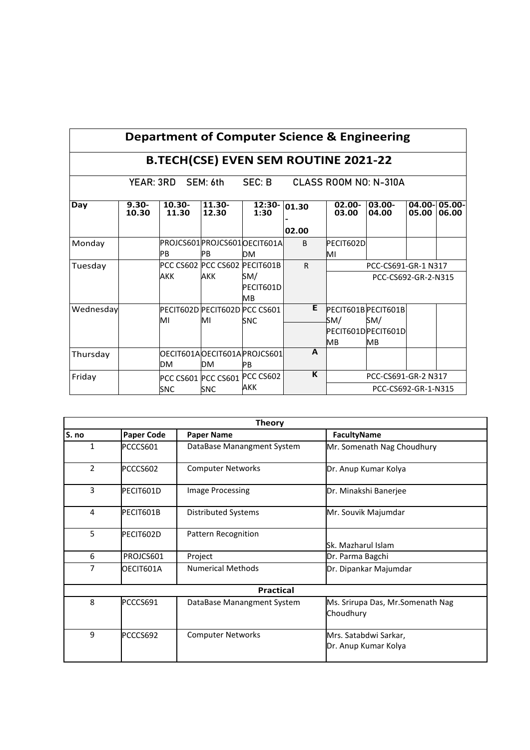# Department of Computer Science & Engineering

## B.TECH(CSE) EVEN SEM ROUTINE 2021-22

YEAR: 3RD SEM: 6th SEC: B CLASS ROOM NO: N-310A

| Day | 9.30-10.30 | 10.30-11.30 | 11.30-12.30 | 12:30-1:30 | 01.30 - 02.00 | 02.00-03.00 | 03.00-04.00 | 04.00-05.00 | 05.00-06.00 |
|---|---|---|---|---|---|---|---|---|---|
| Monday | | PROJCS601 PB | PROJCS601 PB | OECIT601A DM | B | PECIT602D MI | | | |
| Tuesday | | PCC CS602 AKK | PCC CS602 AKK | PECIT601B SM/ PECIT601D MB | R | PCC-CS691-GR-1 N317 / PCC-CS692-GR-2-N315 | | | |
| Wednesday | | PECIT602D MI | PECIT602D MI | PCC CS601 SNC | E | PECIT601B SM/ PECIT601D MB | PECIT601B SM/ PECIT601D MB | | |
| Thursday | | OECIT601A DM | OECIT601A DM | PROJCS601 PB | A | | | | |
| Friday | | PCC CS601 SNC | PCC CS601 SNC | PCC CS602 AKK | K | PCC-CS691-GR-2 N317 / PCC-CS692-GR-1-N315 | | | |

| S. no | Paper Code | Paper Name | FacultyName |
|---|---|---|---|
| **Theory** | | | |
| 1 | PCCCS601 | DataBase Manangment System | Mr. Somenath Nag Choudhury |
| 2 | PCCCS602 | Computer Networks | Dr. Anup Kumar Kolya |
| 3 | PECIT601D | Image Processing | Dr. Minakshi Banerjee |
| 4 | PECIT601B | Distributed Systems | Mr. Souvik Majumdar |
| 5 | PECIT602D | Pattern Recognition | Sk. Mazharul Islam |
| 6 | PROJCS601 | Project | Dr. Parma Bagchi |
| 7 | OECIT601A | Numerical Methods | Dr. Dipankar Majumdar |
| **Practical** | | | |
| 8 | PCCCS691 | DataBase Manangment System | Ms. Srirupa Das, Mr.Somenath Nag Choudhury |
| 9 | PCCCS692 | Computer Networks | Mrs. Satabdwi Sarkar, Dr. Anup Kumar Kolya |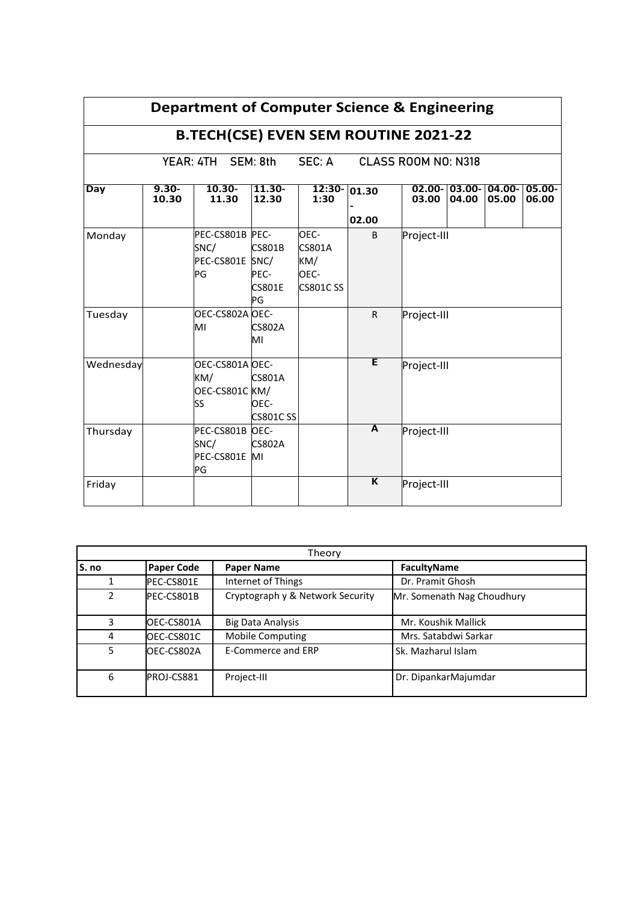# Department of Computer Science & Engineering

## B.TECH(CSE) EVEN SEM ROUTINE 2021-22

YEAR: 4TH SEM: 8th SEC: A CLASS ROOM NO: N318

| Day | 9.30-10.30 | 10.30-11.30 | 11.30-12.30 | 12:30-1:30 | 01.30 - 02.00 | 02.00-03.00 | 03.00-04.00 | 04.00-05.00 | 05.00-06.00 |
|---|---|---|---|---|---|---|---|---|---|
| Monday | | PEC-CS801B SNC/ PEC-CS801E PG | PEC-CS801B SNC/ PEC-CS801E PG | OEC-CS801A KM/ OEC-CS801C SS | B | Project-III | | | |
| Tuesday | | OEC-CS802A MI | OEC-CS802A MI | | R | Project-III | | | |
| Wednesday | | OEC-CS801A KM/ OEC-CS801C SS | OEC-CS801A KM/ OEC-CS801C SS | | E | Project-III | | | |
| Thursday | | PEC-CS801B SNC/ PEC-CS801E PG | OEC-CS802A MI | | A | Project-III | | | |
| Friday | | | | | K | Project-III | | | |

| Theory | | | |
|---|---|---|---|
| **S. no** | **Paper Code** | **Paper Name** | **FacultyName** |
| 1 | PEC-CS801E | Internet of Things | Dr. Pramit Ghosh |
| 2 | PEC-CS801B | Cryptograph y & Network Security | Mr. Somenath Nag Choudhury |
| 3 | OEC-CS801A | Big Data Analysis | Mr. Koushik Mallick |
| 4 | OEC-CS801C | Mobile Computing | Mrs. Satabdwi Sarkar |
| 5 | OEC-CS802A | E-Commerce and ERP | Sk. Mazharul Islam |
| 6 | PROJ-CS881 | Project-III | Dr. DipankarMajumdar |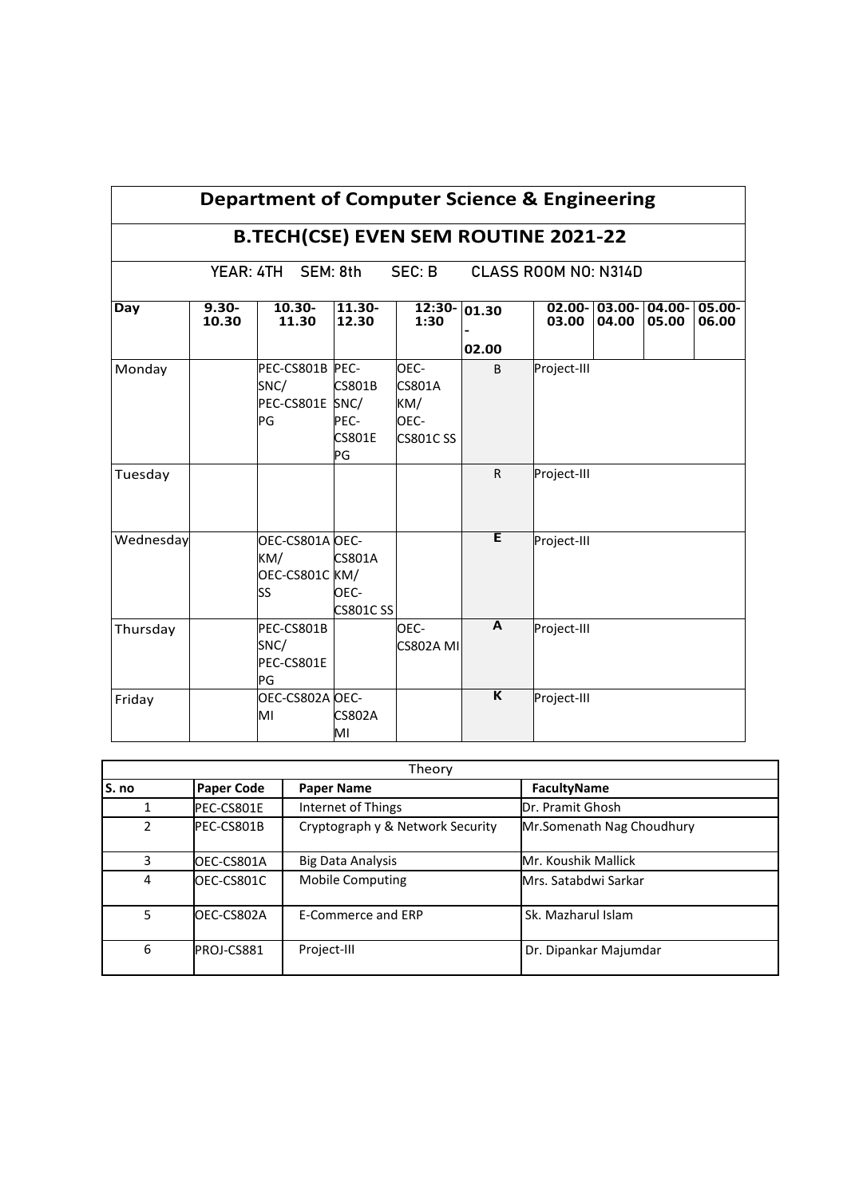# Department of Computer Science & Engineering

## B.TECH(CSE) EVEN SEM ROUTINE 2021-22

YEAR: 4TH SEM: 8th SEC: B CLASS ROOM NO: N314D

| Day | 9.30-10.30 | 10.30-11.30 | 11.30-12.30 | 12:30-1:30 | 01.30-02.00 | 02.00-03.00 | 03.00-04.00 | 04.00-05.00 | 05.00-06.00 |
|---|---|---|---|---|---|---|---|---|---|
| Monday | | PEC-CS801B SNC/ PEC-CS801E PG | PEC-CS801B SNC/ PEC-CS801E PG | OEC-CS801A KM/ OEC-CS801C SS | B | Project-III | | | |
| Tuesday | | | | | R | Project-III | | | |
| Wednesday | | OEC-CS801A KM/ OEC-CS801C SS | OEC-CS801A KM/ OEC-CS801C SS | | E | Project-III | | | |
| Thursday | | PEC-CS801B SNC/ PEC-CS801E PG | | OEC-CS802A MI | A | Project-III | | | |
| Friday | | OEC-CS802A MI | OEC-CS802A MI | | K | Project-III | | | |

| Theory | | | |
|---|---|---|---|
| **S. no** | **Paper Code** | **Paper Name** | **FacultyName** |
| 1 | PEC-CS801E | Internet of Things | Dr. Pramit Ghosh |
| 2 | PEC-CS801B | Cryptograph y & Network Security | Mr.Somenath Nag Choudhury |
| 3 | OEC-CS801A | Big Data Analysis | Mr. Koushik Mallick |
| 4 | OEC-CS801C | Mobile Computing | Mrs. Satabdwi Sarkar |
| 5 | OEC-CS802A | E-Commerce and ERP | Sk. Mazharul Islam |
| 6 | PROJ-CS881 | Project-III | Dr. Dipankar Majumdar |